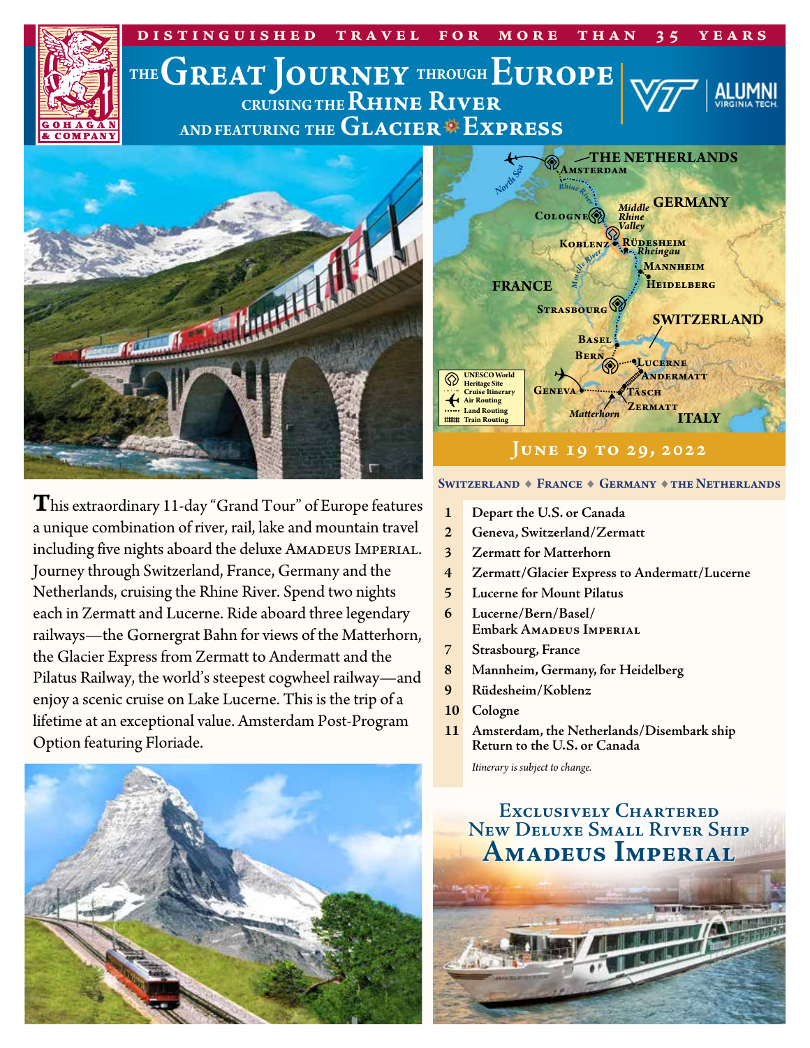DISTINGUISHED TRAVEL FOR MORE THAN 35 YEARS

# THE GREAT JOURNEY THROUGH EUROPE
## CRUISING THE RHINE RIVER
## AND FEATURING THE GLACIER EXPRESS

## JUNE 19 TO 29, 2022

**T**his extraordinary 11-day "Grand Tour" of Europe features a unique combination of river, rail, lake and mountain travel including five nights aboard the deluxe AMADEUS IMPERIAL. Journey through Switzerland, France, Germany and the Netherlands, cruising the Rhine River. Spend two nights each in Zermatt and Lucerne. Ride aboard three legendary railways—the Gornergrat Bahn for views of the Matterhorn, the Glacier Express from Zermatt to Andermatt and the Pilatus Railway, the world's steepest cogwheel railway—and enjoy a scenic cruise on Lake Lucerne. This is the trip of a lifetime at an exceptional value. Amsterdam Post-Program Option featuring Floriade.

**SWITZERLAND ◆ FRANCE ◆ GERMANY ◆ THE NETHERLANDS**

1. Depart the U.S. or Canada
2. Geneva, Switzerland/Zermatt
3. Zermatt for Matterhorn
4. Zermatt/Glacier Express to Andermatt/Lucerne
5. Lucerne for Mount Pilatus
6. Lucerne/Bern/Basel/ Embark AMADEUS IMPERIAL
7. Strasbourg, France
8. Mannheim, Germany, for Heidelberg
9. Rüdesheim/Koblenz
10. Cologne
11. Amsterdam, the Netherlands/Disembark ship Return to the U.S. or Canada

*Itinerary is subject to change.*

## EXCLUSIVELY CHARTERED NEW DELUXE SMALL RIVER SHIP
## AMADEUS IMPERIAL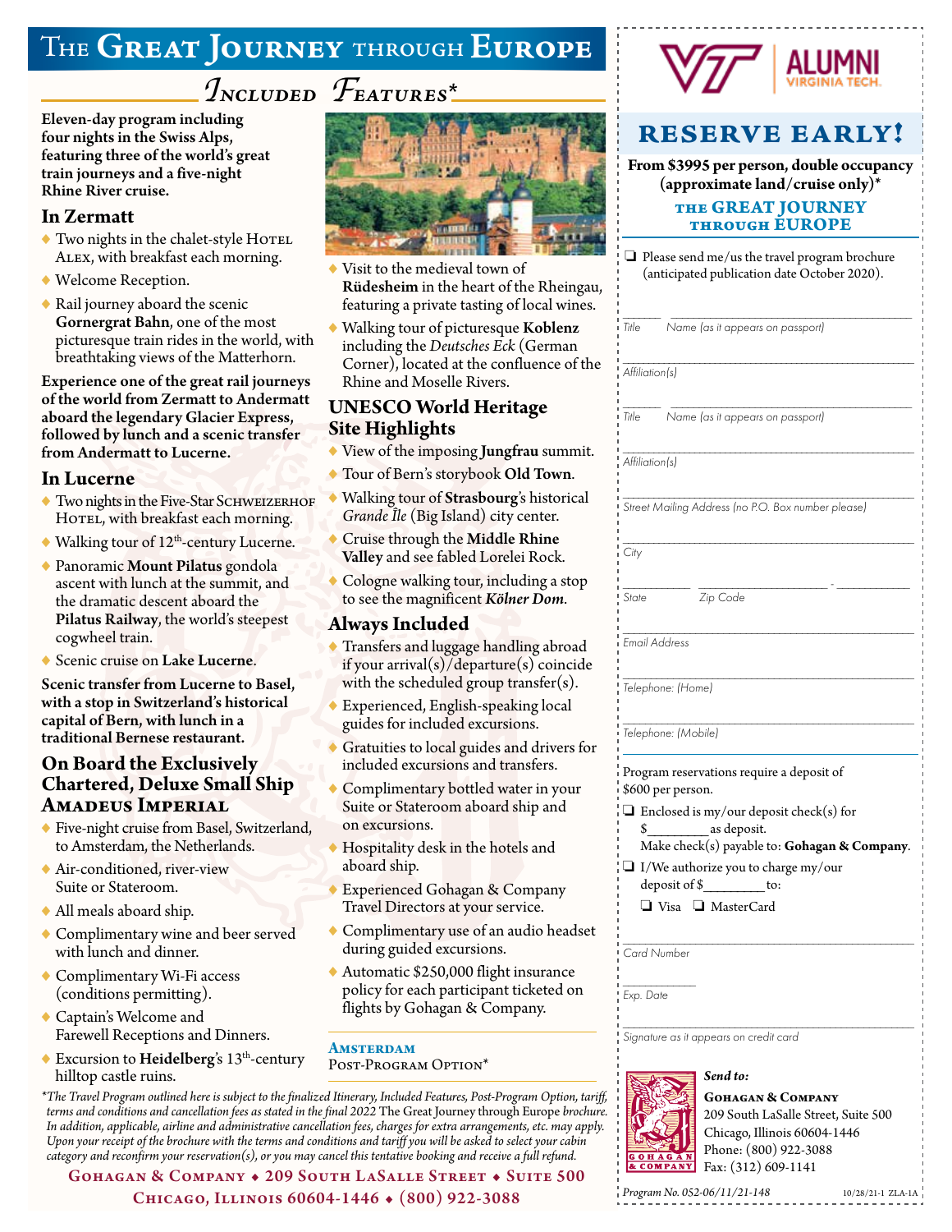# The Great Journey through Europe

## Included Features*

**Eleven-day program including four nights in the Swiss Alps, featuring three of the world's great train journeys and a five-night Rhine River cruise.**

### In Zermatt

- Two nights in the chalet-style Hotel Alex, with breakfast each morning.
- Welcome Reception.
- Rail journey aboard the scenic **Gornergrat Bahn**, one of the most picturesque train rides in the world, with breathtaking views of the Matterhorn.

**Experience one of the great rail journeys of the world from Zermatt to Andermatt aboard the legendary Glacier Express, followed by lunch and a scenic transfer from Andermatt to Lucerne.**

### In Lucerne

- Two nights in the Five-Star Schweizerhof Hotel, with breakfast each morning.
- Walking tour of 12th-century Lucerne.
- Panoramic **Mount Pilatus** gondola ascent with lunch at the summit, and the dramatic descent aboard the **Pilatus Railway**, the world's steepest cogwheel train.
- Scenic cruise on **Lake Lucerne**.

**Scenic transfer from Lucerne to Basel, with a stop in Switzerland's historical capital of Bern, with lunch in a traditional Bernese restaurant.**

### On Board the Exclusively Chartered, Deluxe Small Ship Amadeus Imperial

- Five-night cruise from Basel, Switzerland, to Amsterdam, the Netherlands.
- Air-conditioned, river-view Suite or Stateroom.
- All meals aboard ship.
- Complimentary wine and beer served with lunch and dinner.
- Complimentary Wi-Fi access (conditions permitting).
- Captain's Welcome and Farewell Receptions and Dinners.
- Excursion to **Heidelberg**'s 13th-century hilltop castle ruins.
- Visit to the medieval town of **Rüdesheim** in the heart of the Rheingau, featuring a private tasting of local wines.
- Walking tour of picturesque **Koblenz** including the *Deutsches Eck* (German Corner), located at the confluence of the Rhine and Moselle Rivers.

### UNESCO World Heritage Site Highlights

- View of the imposing **Jungfrau** summit.
- Tour of Bern's storybook **Old Town**.
- Walking tour of **Strasbourg**'s historical *Grande Île* (Big Island) city center.
- Cruise through the **Middle Rhine Valley** and see fabled Lorelei Rock.
- Cologne walking tour, including a stop to see the magnificent ***Kölner Dom***.

### Always Included

- Transfers and luggage handling abroad if your arrival(s)/departure(s) coincide with the scheduled group transfer(s).
- Experienced, English-speaking local guides for included excursions.
- Gratuities to local guides and drivers for included excursions and transfers.
- Complimentary bottled water in your Suite or Stateroom aboard ship and on excursions.
- Hospitality desk in the hotels and aboard ship.
- Experienced Gohagan & Company Travel Directors at your service.
- Complimentary use of an audio headset during guided excursions.
- Automatic $250,000 flight insurance policy for each participant ticketed on flights by Gohagan & Company.

**Amsterdam**
Post-Program Option*

*The Travel Program outlined here is subject to the finalized Itinerary, Included Features, Post-Program Option, tariff, terms and conditions and cancellation fees as stated in the final 2022 The Great Journey through Europe brochure. In addition, applicable, airline and administrative cancellation fees, charges for extra arrangements, etc. may apply. Upon your receipt of the brochure with the terms and conditions and tariff you will be asked to select your cabin category and reconfirm your reservation(s), or you may cancel this tentative booking and receive a full refund.*

Gohagan & Company • 209 South LaSalle Street • Suite 500
Chicago, Illinois 60604-1446 • (800) 922-3088

---

VT Alumni — Virginia Tech

## Reserve Early!

**From $3995 per person, double occupancy (approximate land/cruise only)***

**The Great Journey through Europe**

❑ Please send me/us the travel program brochure (anticipated publication date October 2020).

_____ ____________________________
Title    Name (as it appears on passport)

____________________________
Affiliation(s)

_____ ____________________________
Title    Name (as it appears on passport)

____________________________
Affiliation(s)

____________________________
Street Mailing Address (no P.O. Box number please)

____________________________
City

________ ____________ - ________
State    Zip Code

____________________________
Email Address

____________________________
Telephone: (Home)

____________________________
Telephone: (Mobile)

Program reservations require a deposit of $600 per person.

❑ Enclosed is my/our deposit check(s) for $_________ as deposit.
Make check(s) payable to: **Gohagan & Company**.

❑ I/We authorize you to charge my/our deposit of $_________ to:

❑ Visa ❑ MasterCard

____________________________
Card Number

__________
Exp. Date

____________________________
Signature as it appears on credit card

***Send to:***
**Gohagan & Company**
209 South LaSalle Street, Suite 500
Chicago, Illinois 60604-1446
Phone: (800) 922-3088
Fax: (312) 609-1141

*Program No. 052-06/11/21-148*    10/28/21-1 ZLA-1A